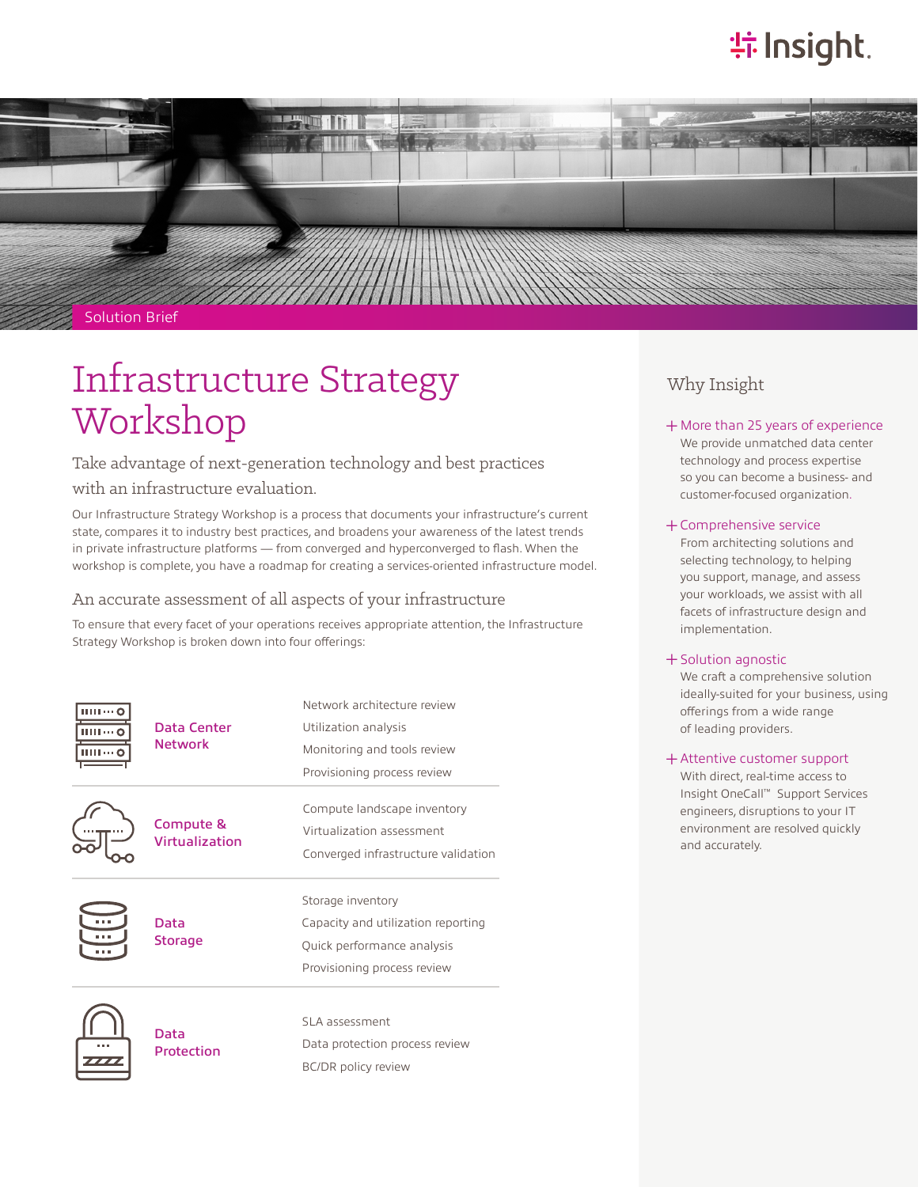Solution Brief

# Infrastructure Strategy Workshop

## Take advantage of next-generation technology and best practices with an infrastructure evaluation.

Our Infrastructure Strategy Workshop is a process that documents your infrastructure's current state, compares it to industry best practices, and broadens your awareness of the latest trends in private infrastructure platforms — from converged and hyperconverged to flash. When the workshop is complete, you have a roadmap for creating a services-oriented infrastructure model.

### An accurate assessment of all aspects of your infrastructure

To ensure that every facet of your operations receives appropriate attention, the Infrastructure Strategy Workshop is broken down into four offerings:

| Offering | Includes |
| --- | --- |
| **Data Center Network** | Network architecture review<br>Utilization analysis<br>Monitoring and tools review<br>Provisioning process review |
| **Compute & Virtualization** | Compute landscape inventory<br>Virtualization assessment<br>Converged infrastructure validation |
| **Data Storage** | Storage inventory<br>Capacity and utilization reporting<br>Quick performance analysis<br>Provisioning process review |
| **Data Protection** | SLA assessment<br>Data protection process review<br>BC/DR policy review |

## Why Insight

**+ More than 25 years of experience**
We provide unmatched data center technology and process expertise so you can become a business- and customer-focused organization.

**+ Comprehensive service**
From architecting solutions and selecting technology, to helping you support, manage, and assess your workloads, we assist with all facets of infrastructure design and implementation.

**+ Solution agnostic**
We craft a comprehensive solution ideally-suited for your business, using offerings from a wide range of leading providers.

**+ Attentive customer support**
With direct, real-time access to Insight OneCall™ Support Services engineers, disruptions to your IT environment are resolved quickly and accurately.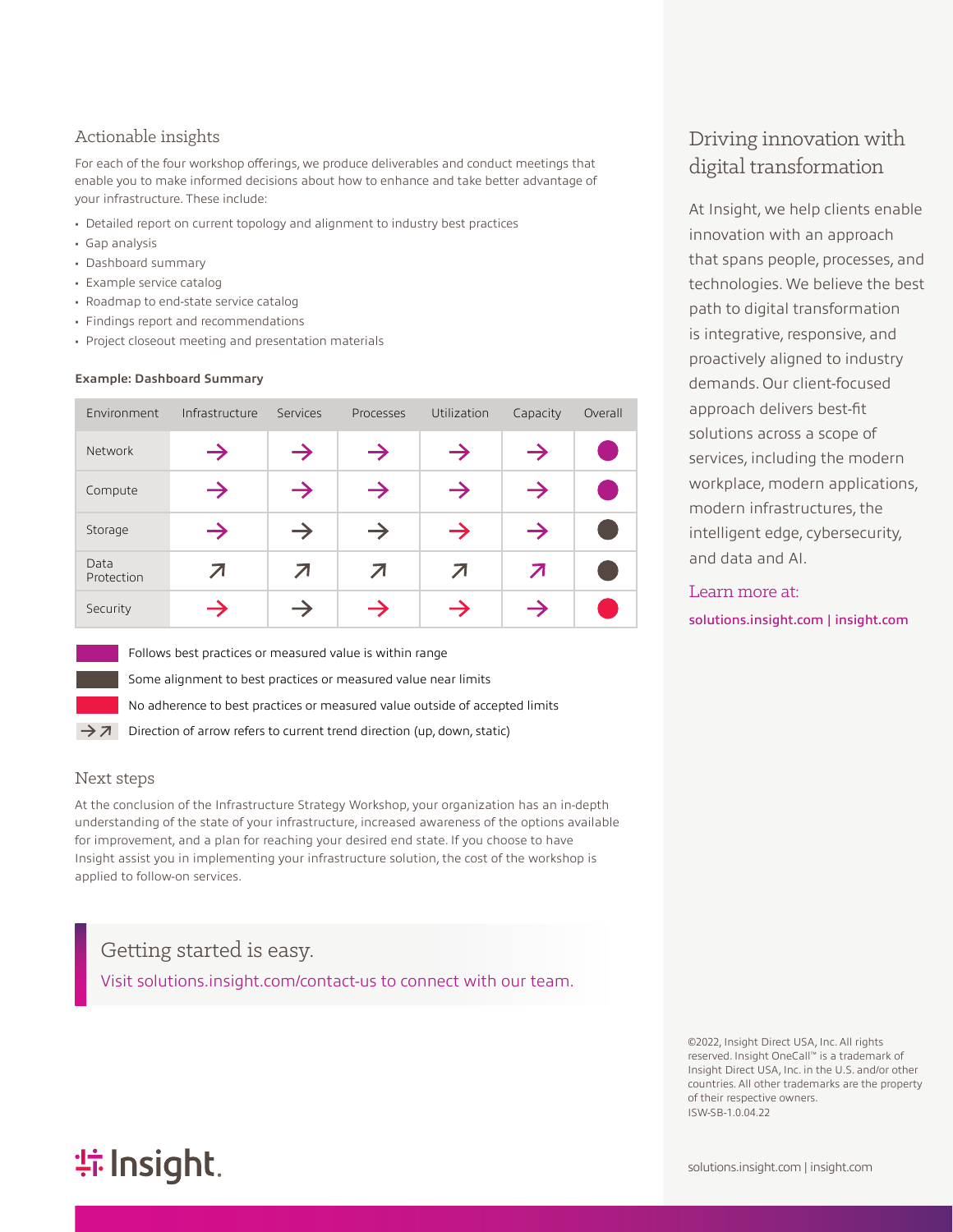## Actionable insights

For each of the four workshop offerings, we produce deliverables and conduct meetings that enable you to make informed decisions about how to enhance and take better advantage of your infrastructure. These include:

- Detailed report on current topology and alignment to industry best practices
- Gap analysis
- Dashboard summary
- Example service catalog
- Roadmap to end-state service catalog
- Findings report and recommendations
- Project closeout meeting and presentation materials

**Example: Dashboard Summary**

| Environment | Infrastructure | Services | Processes | Utilization | Capacity | Overall |
|---|---|---|---|---|---|---|
| Network | → | → | → | → | → | ● |
| Compute | → | → | → | → | → | ● |
| Storage | → | → | → | → | → | ● |
| Data Protection | ↗ | ↗ | ↗ | ↗ | ↗ | ● |
| Security | → | → | → | → | → | ● |

- Follows best practices or measured value is within range
- Some alignment to best practices or measured value near limits
- No adherence to best practices or measured value outside of accepted limits
- → ↗ Direction of arrow refers to current trend direction (up, down, static)

## Next steps

At the conclusion of the Infrastructure Strategy Workshop, your organization has an in-depth understanding of the state of your infrastructure, increased awareness of the options available for improvement, and a plan for reaching your desired end state. If you choose to have Insight assist you in implementing your infrastructure solution, the cost of the workshop is applied to follow-on services.

### Getting started is easy.

Visit solutions.insight.com/contact-us to connect with our team.

## Driving innovation with digital transformation

At Insight, we help clients enable innovation with an approach that spans people, processes, and technologies. We believe the best path to digital transformation is integrative, responsive, and proactively aligned to industry demands. Our client-focused approach delivers best-fit solutions across a scope of services, including the modern workplace, modern applications, modern infrastructures, the intelligent edge, cybersecurity, and data and AI.

Learn more at:

solutions.insight.com | insight.com

©2022, Insight Direct USA, Inc. All rights reserved. Insight OneCall™ is a trademark of Insight Direct USA, Inc. in the U.S. and/or other countries. All other trademarks are the property of their respective owners.
ISW-SB-1.0.04.22

Insight.

solutions.insight.com | insight.com